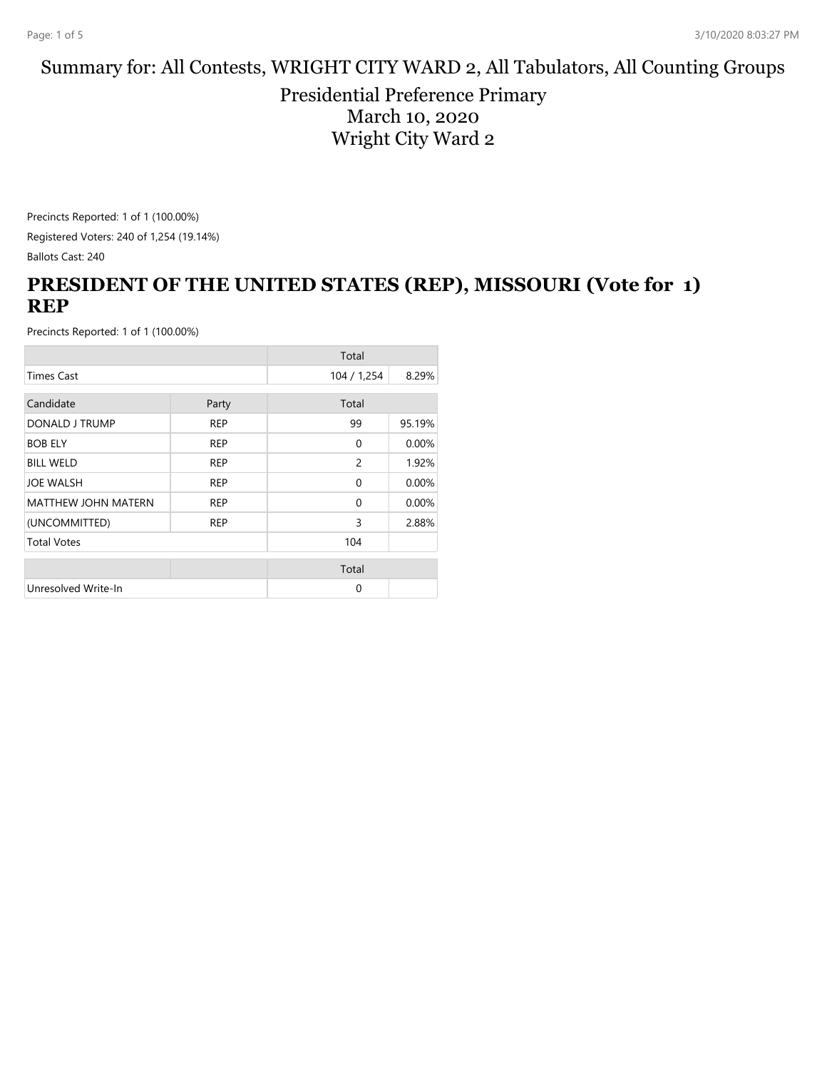# Summary for: All Contests, WRIGHT CITY WARD 2, All Tabulators, All Counting Groups

## Presidential Preference Primary
## March 10, 2020
## Wright City Ward 2

Precincts Reported: 1 of 1 (100.00%)

Registered Voters: 240 of 1,254 (19.14%)

Ballots Cast: 240

## PRESIDENT OF THE UNITED STATES (REP), MISSOURI (Vote for 1) REP

Precincts Reported: 1 of 1 (100.00%)

| | | Total | |
|---|---|---|---|
| Times Cast | | 104 / 1,254 | 8.29% |

| Candidate | Party | Total | |
|---|---|---|---|
| DONALD J TRUMP | REP | 99 | 95.19% |
| BOB ELY | REP | 0 | 0.00% |
| BILL WELD | REP | 2 | 1.92% |
| JOE WALSH | REP | 0 | 0.00% |
| MATTHEW JOHN MATERN | REP | 0 | 0.00% |
| (UNCOMMITTED) | REP | 3 | 2.88% |
| Total Votes | | 104 | |

| | | Total | |
|---|---|---|---|
| Unresolved Write-In | | 0 | |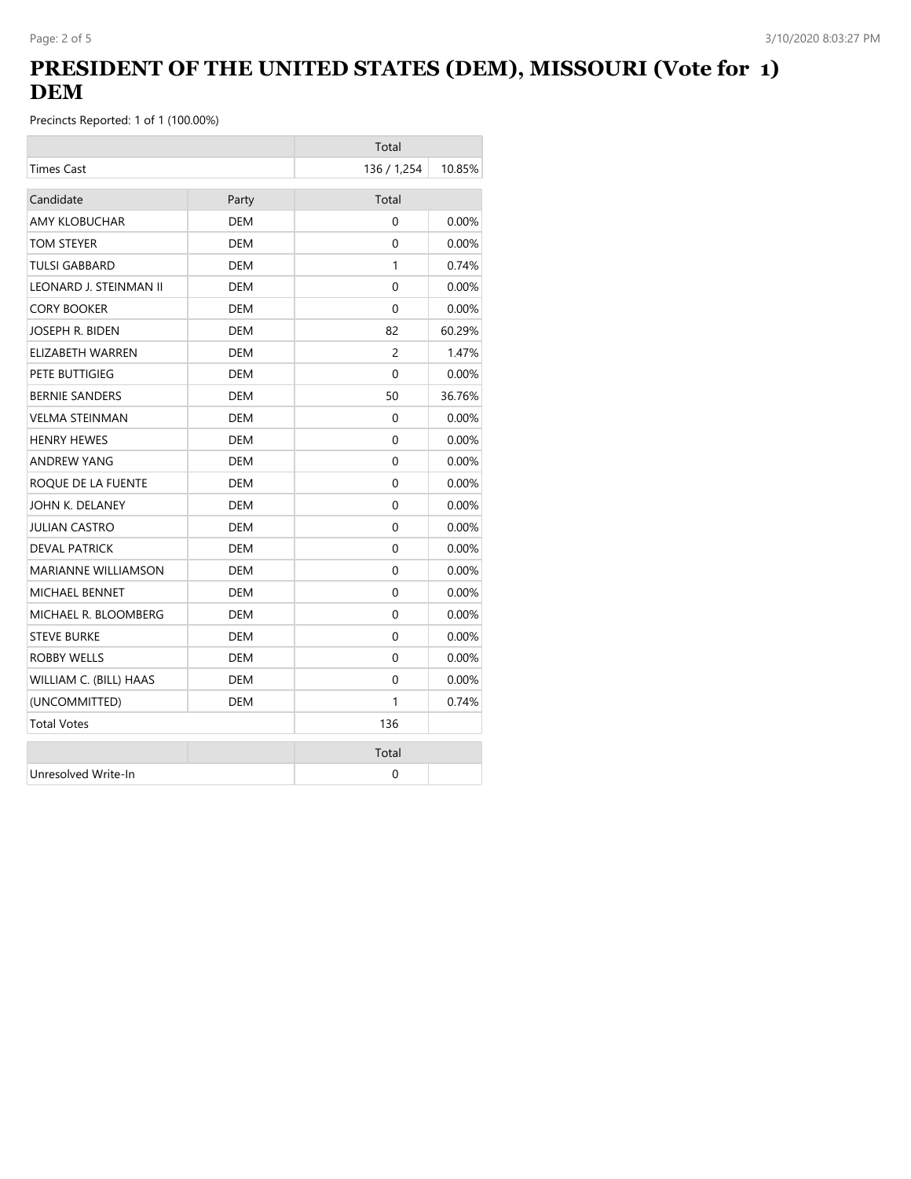# PRESIDENT OF THE UNITED STATES (DEM), MISSOURI (Vote for 1) DEM

Precincts Reported: 1 of 1 (100.00%)

| | | Total | |
|---|---|---|---|
| Times Cast | | 136 / 1,254 | 10.85% |

| Candidate | Party | Total | |
|---|---|---|---|
| AMY KLOBUCHAR | DEM | 0 | 0.00% |
| TOM STEYER | DEM | 0 | 0.00% |
| TULSI GABBARD | DEM | 1 | 0.74% |
| LEONARD J. STEINMAN II | DEM | 0 | 0.00% |
| CORY BOOKER | DEM | 0 | 0.00% |
| JOSEPH R. BIDEN | DEM | 82 | 60.29% |
| ELIZABETH WARREN | DEM | 2 | 1.47% |
| PETE BUTTIGIEG | DEM | 0 | 0.00% |
| BERNIE SANDERS | DEM | 50 | 36.76% |
| VELMA STEINMAN | DEM | 0 | 0.00% |
| HENRY HEWES | DEM | 0 | 0.00% |
| ANDREW YANG | DEM | 0 | 0.00% |
| ROQUE DE LA FUENTE | DEM | 0 | 0.00% |
| JOHN K. DELANEY | DEM | 0 | 0.00% |
| JULIAN CASTRO | DEM | 0 | 0.00% |
| DEVAL PATRICK | DEM | 0 | 0.00% |
| MARIANNE WILLIAMSON | DEM | 0 | 0.00% |
| MICHAEL BENNET | DEM | 0 | 0.00% |
| MICHAEL R. BLOOMBERG | DEM | 0 | 0.00% |
| STEVE BURKE | DEM | 0 | 0.00% |
| ROBBY WELLS | DEM | 0 | 0.00% |
| WILLIAM C. (BILL) HAAS | DEM | 0 | 0.00% |
| (UNCOMMITTED) | DEM | 1 | 0.74% |
| Total Votes | | 136 | |

| | | Total | |
|---|---|---|---|
| Unresolved Write-In | | 0 | |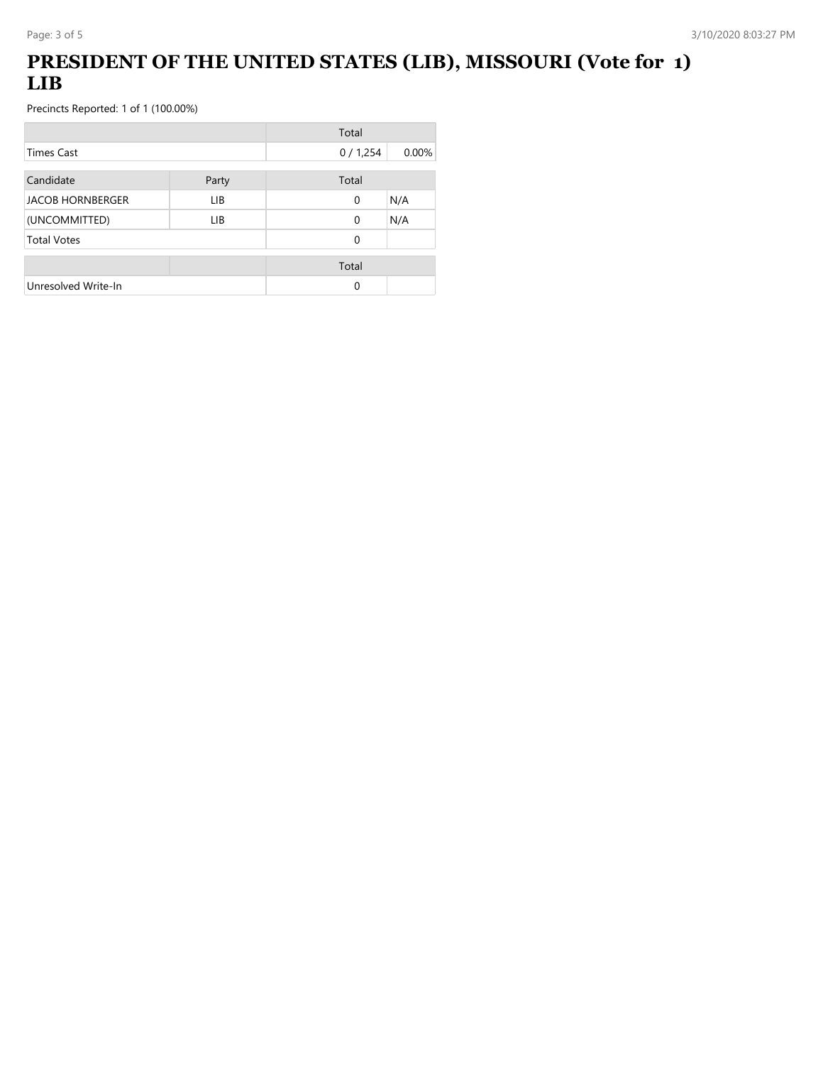# PRESIDENT OF THE UNITED STATES (LIB), MISSOURI (Vote for 1) LIB

Precincts Reported: 1 of 1 (100.00%)

| | | Total | |
|---|---|---|---|
| Times Cast | | 0 / 1,254 | 0.00% |

| Candidate | Party | Total | |
|---|---|---|---|
| JACOB HORNBERGER | LIB | 0 | N/A |
| (UNCOMMITTED) | LIB | 0 | N/A |
| Total Votes | | 0 | |

| | | Total | |
|---|---|---|---|
| Unresolved Write-In | | 0 | |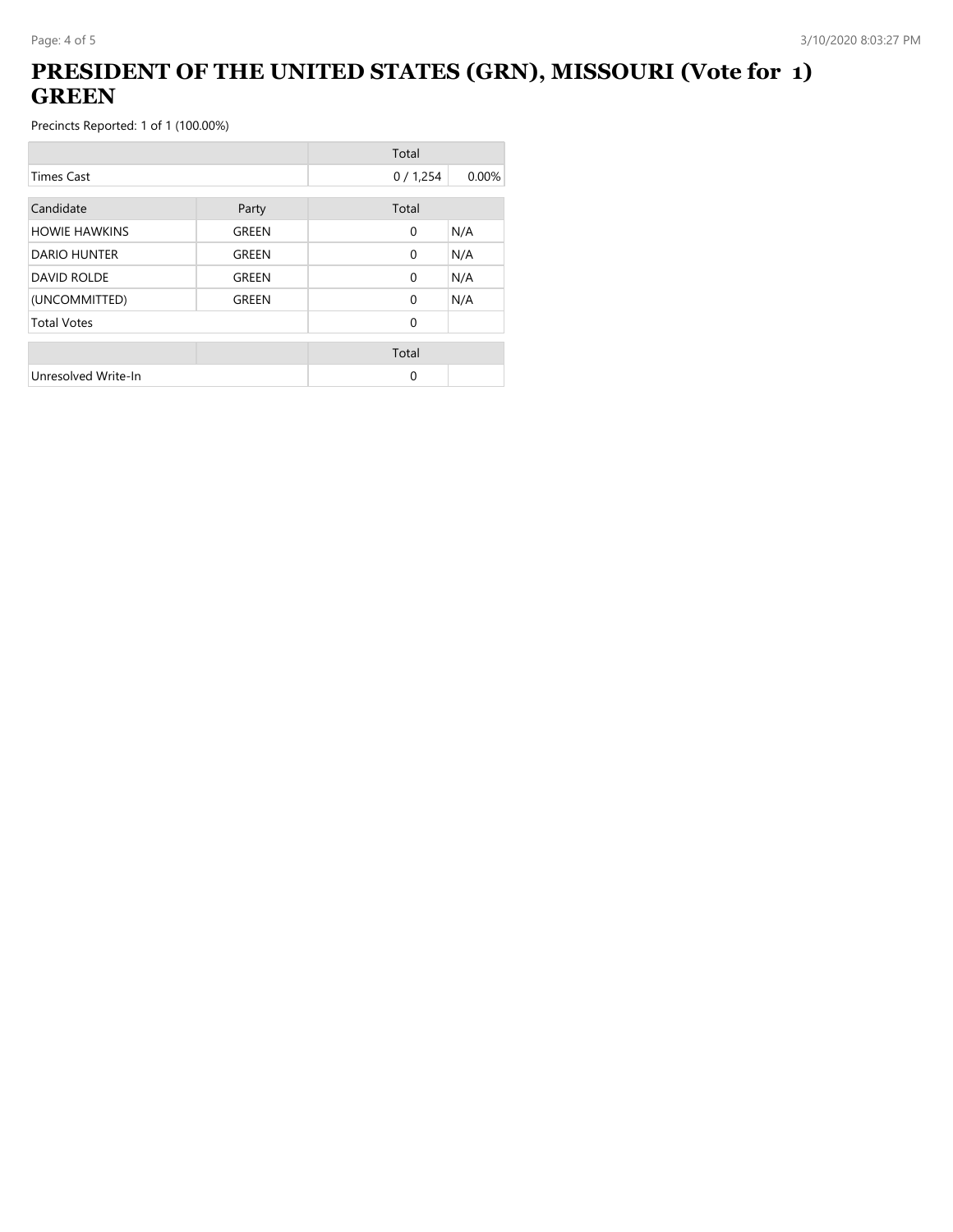# PRESIDENT OF THE UNITED STATES (GRN), MISSOURI (Vote for 1) GREEN

Precincts Reported: 1 of 1 (100.00%)

| | Total | |
|---|---|---|
| Times Cast | 0 / 1,254 | 0.00% |

| Candidate | Party | Total | |
|---|---|---|---|
| HOWIE HAWKINS | GREEN | 0 | N/A |
| DARIO HUNTER | GREEN | 0 | N/A |
| DAVID ROLDE | GREEN | 0 | N/A |
| (UNCOMMITTED) | GREEN | 0 | N/A |
| Total Votes | | 0 | |

| | | Total | |
|---|---|---|---|
| Unresolved Write-In | | 0 | |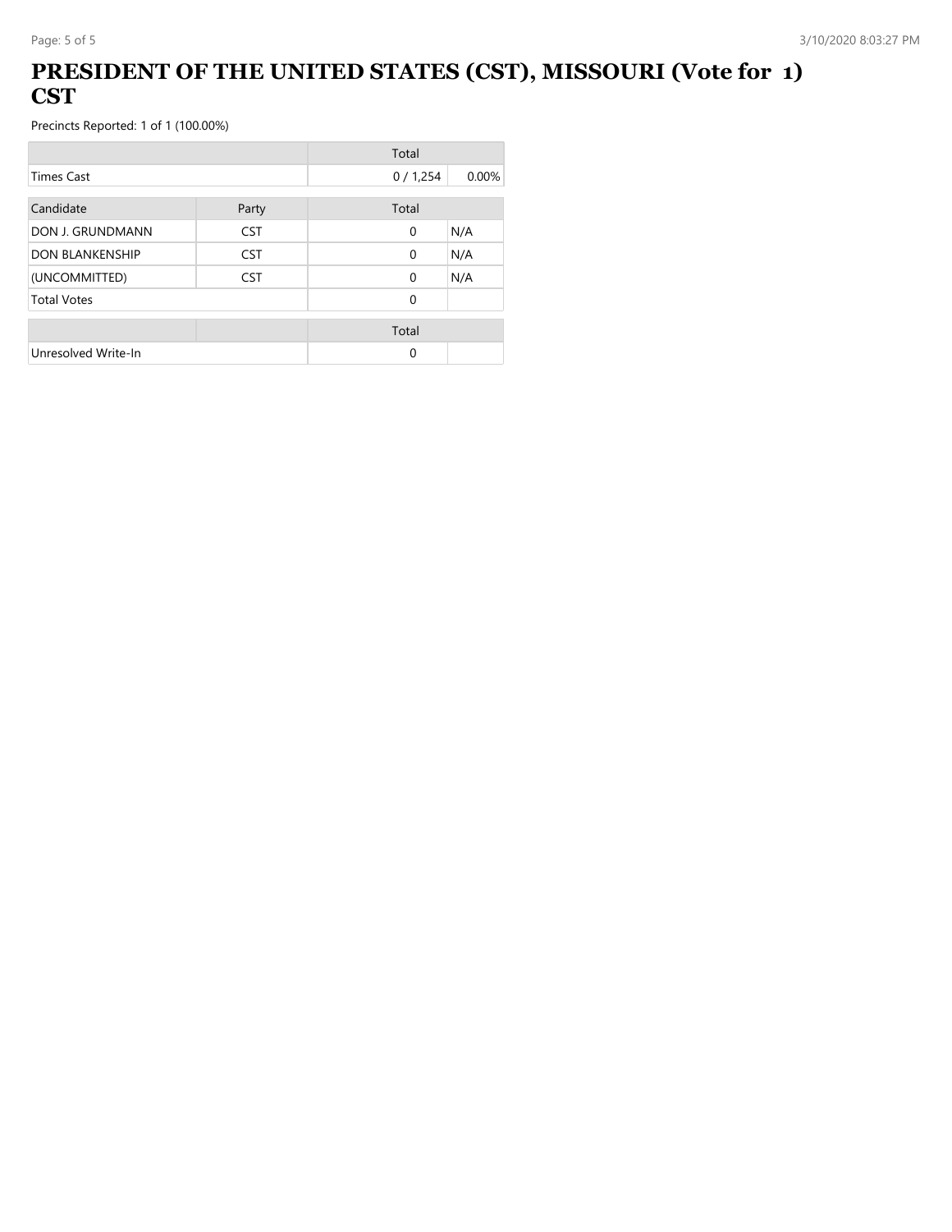# PRESIDENT OF THE UNITED STATES (CST), MISSOURI (Vote for 1) CST

Precincts Reported: 1 of 1 (100.00%)

| | | Total | |
|---|---|---|---|
| Times Cast | | 0 / 1,254 | 0.00% |

| Candidate | Party | Total | |
|---|---|---|---|
| DON J. GRUNDMANN | CST | 0 | N/A |
| DON BLANKENSHIP | CST | 0 | N/A |
| (UNCOMMITTED) | CST | 0 | N/A |
| Total Votes | | 0 | |

| | | Total | |
|---|---|---|---|
| Unresolved Write-In | | 0 | |